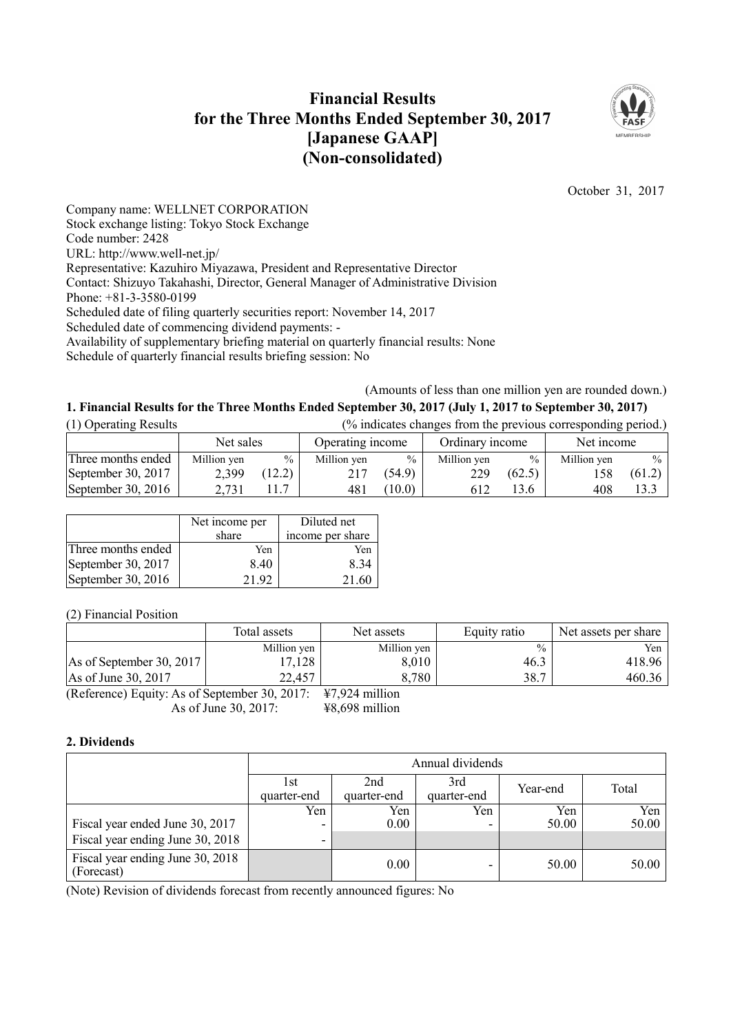# Financial Results for the Three Months Ended September 30, 2017 [Japanese GAAP] (Non-consolidated)

October 31, 2017

Company name: WELLNET CORPORATION
Stock exchange listing: Tokyo Stock Exchange
Code number: 2428
URL: http://www.well-net.jp/
Representative: Kazuhiro Miyazawa, President and Representative Director
Contact: Shizuyo Takahashi, Director, General Manager of Administrative Division
Phone: +81-3-3580-0199
Scheduled date of filing quarterly securities report: November 14, 2017
Scheduled date of commencing dividend payments: -
Availability of supplementary briefing material on quarterly financial results: None
Schedule of quarterly financial results briefing session: No

(Amounts of less than one million yen are rounded down.)

## 1. Financial Results for the Three Months Ended September 30, 2017 (July 1, 2017 to September 30, 2017)

(1) Operating Results (% indicates changes from the previous corresponding period.)

| | Net sales | | Operating income | | Ordinary income | | Net income | |
|---|---|---|---|---|---|---|---|---|
| Three months ended | Million yen | % | Million yen | % | Million yen | % | Million yen | % |
| September 30, 2017 | 2,399 | (12.2) | 217 | (54.9) | 229 | (62.5) | 158 | (61.2) |
| September 30, 2016 | 2,731 | 11.7 | 481 | (10.0) | 612 | 13.6 | 408 | 13.3 |

| | Net income per share | Diluted net income per share |
|---|---|---|
| Three months ended | Yen | Yen |
| September 30, 2017 | 8.40 | 8.34 |
| September 30, 2016 | 21.92 | 21.60 |

(2) Financial Position

| | Total assets | Net assets | Equity ratio | Net assets per share |
|---|---|---|---|---|
| | Million yen | Million yen | % | Yen |
| As of September 30, 2017 | 17,128 | 8,010 | 46.3 | 418.96 |
| As of June 30, 2017 | 22,457 | 8,780 | 38.7 | 460.36 |

(Reference) Equity: As of September 30, 2017: ¥7,924 million
As of June 30, 2017: ¥8,698 million

## 2. Dividends

| | Annual dividends | | | | |
|---|---|---|---|---|---|
| | 1st quarter-end | 2nd quarter-end | 3rd quarter-end | Year-end | Total |
| | Yen | Yen | Yen | Yen | Yen |
| Fiscal year ended June 30, 2017 | - | 0.00 | - | 50.00 | 50.00 |
| Fiscal year ending June 30, 2018 | - | | | | |
| Fiscal year ending June 30, 2018 (Forecast) | | 0.00 | - | 50.00 | 50.00 |

(Note) Revision of dividends forecast from recently announced figures: No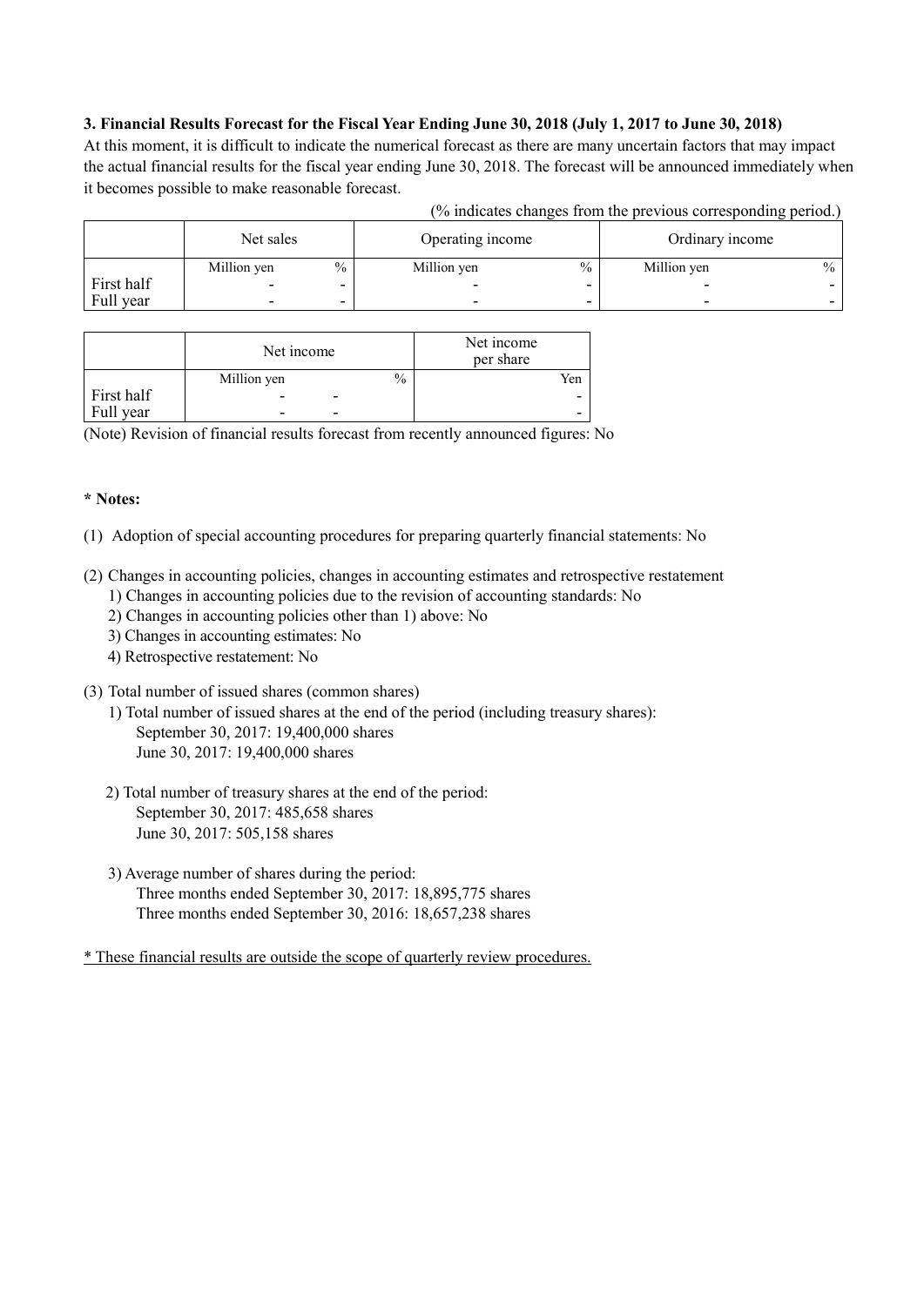### 3. Financial Results Forecast for the Fiscal Year Ending June 30, 2018 (July 1, 2017 to June 30, 2018)

At this moment, it is difficult to indicate the numerical forecast as there are many uncertain factors that may impact the actual financial results for the fiscal year ending June 30, 2018. The forecast will be announced immediately when it becomes possible to make reasonable forecast.

(% indicates changes from the previous corresponding period.)

| | Net sales | | Operating income | | Ordinary income | |
|---|---|---|---|---|---|---|
| | Million yen | % | Million yen | % | Million yen | % |
| First half | - | - | - | - | - | - |
| Full year | - | - | - | - | - | - |

| | Net income | | Net income per share |
|---|---|---|---|
| | Million yen | % | Yen |
| First half | - | - | - |
| Full year | - | - | - |

(Note) Revision of financial results forecast from recently announced figures: No

**\* Notes:**

(1) Adoption of special accounting procedures for preparing quarterly financial statements: No

(2) Changes in accounting policies, changes in accounting estimates and retrospective restatement
  1) Changes in accounting policies due to the revision of accounting standards: No
  2) Changes in accounting policies other than 1) above: No
  3) Changes in accounting estimates: No
  4) Retrospective restatement: No

(3) Total number of issued shares (common shares)
  1) Total number of issued shares at the end of the period (including treasury shares):
    September 30, 2017: 19,400,000 shares
    June 30, 2017: 19,400,000 shares

  2) Total number of treasury shares at the end of the period:
    September 30, 2017: 485,658 shares
    June 30, 2017: 505,158 shares

  3) Average number of shares during the period:
    Three months ended September 30, 2017: 18,895,775 shares
    Three months ended September 30, 2016: 18,657,238 shares

<u>* These financial results are outside the scope of quarterly review procedures.</u>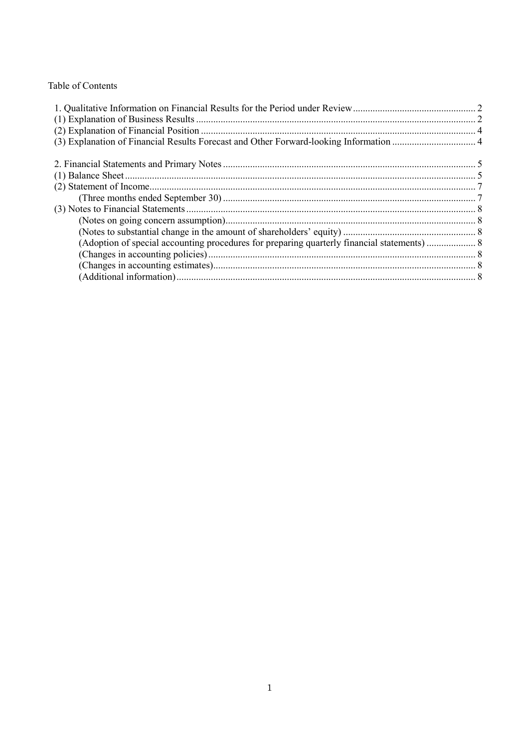Table of Contents

1. Qualitative Information on Financial Results for the Period under Review .................................................. 2
(1) Explanation of Business Results ................................................................................................................. 2
(2) Explanation of Financial Position ............................................................................................................... 4
(3) Explanation of Financial Results Forecast and Other Forward-looking Information .................................. 4

2. Financial Statements and Primary Notes ...................................................................................................... 5
(1) Balance Sheet ............................................................................................................................................. 5
(2) Statement of Income ................................................................................................................................... 7
    (Three months ended September 30) ...................................................................................................... 7
(3) Notes to Financial Statements ..................................................................................................................... 8
    (Notes on going concern assumption) ..................................................................................................... 8
    (Notes to substantial change in the amount of shareholders' equity) ...................................................... 8
    (Adoption of special accounting procedures for preparing quarterly financial statements) .................... 8
    (Changes in accounting policies) ............................................................................................................ 8
    (Changes in accounting estimates) .......................................................................................................... 8
    (Additional information) ......................................................................................................................... 8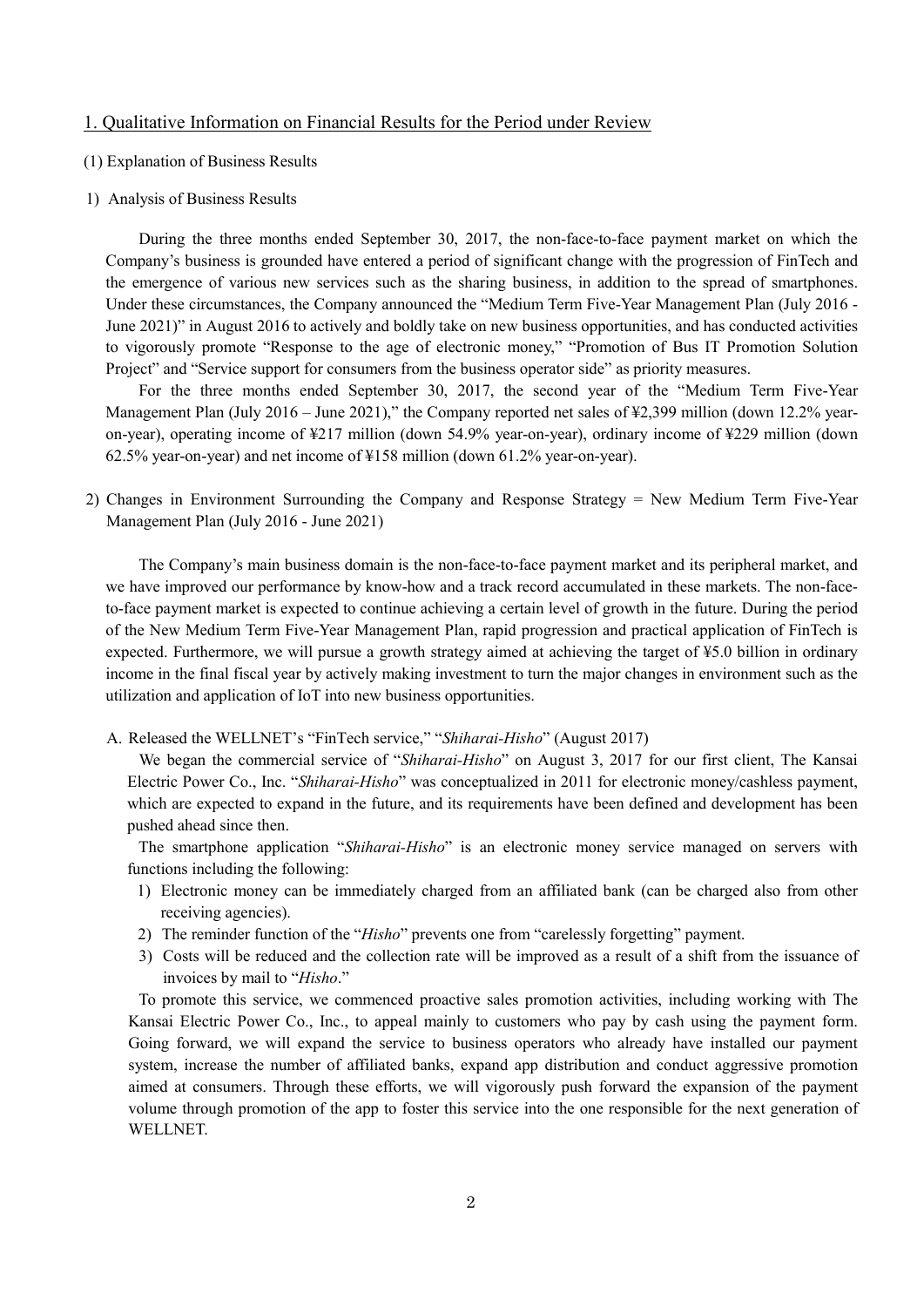## 1. Qualitative Information on Financial Results for the Period under Review

### (1) Explanation of Business Results

#### 1) Analysis of Business Results

During the three months ended September 30, 2017, the non-face-to-face payment market on which the Company's business is grounded have entered a period of significant change with the progression of FinTech and the emergence of various new services such as the sharing business, in addition to the spread of smartphones. Under these circumstances, the Company announced the "Medium Term Five-Year Management Plan (July 2016 - June 2021)" in August 2016 to actively and boldly take on new business opportunities, and has conducted activities to vigorously promote "Response to the age of electronic money," "Promotion of Bus IT Promotion Solution Project" and "Service support for consumers from the business operator side" as priority measures.

For the three months ended September 30, 2017, the second year of the "Medium Term Five-Year Management Plan (July 2016 – June 2021)," the Company reported net sales of ¥2,399 million (down 12.2% year-on-year), operating income of ¥217 million (down 54.9% year-on-year), ordinary income of ¥229 million (down 62.5% year-on-year) and net income of ¥158 million (down 61.2% year-on-year).

#### 2) Changes in Environment Surrounding the Company and Response Strategy = New Medium Term Five-Year Management Plan (July 2016 - June 2021)

The Company's main business domain is the non-face-to-face payment market and its peripheral market, and we have improved our performance by know-how and a track record accumulated in these markets. The non-face-to-face payment market is expected to continue achieving a certain level of growth in the future. During the period of the New Medium Term Five-Year Management Plan, rapid progression and practical application of FinTech is expected. Furthermore, we will pursue a growth strategy aimed at achieving the target of ¥5.0 billion in ordinary income in the final fiscal year by actively making investment to turn the major changes in environment such as the utilization and application of IoT into new business opportunities.

A. Released the WELLNET's "FinTech service," "*Shiharai-Hisho*" (August 2017)

We began the commercial service of "*Shiharai-Hisho*" on August 3, 2017 for our first client, The Kansai Electric Power Co., Inc. "*Shiharai-Hisho*" was conceptualized in 2011 for electronic money/cashless payment, which are expected to expand in the future, and its requirements have been defined and development has been pushed ahead since then.

The smartphone application "*Shiharai-Hisho*" is an electronic money service managed on servers with functions including the following:

1) Electronic money can be immediately charged from an affiliated bank (can be charged also from other receiving agencies).
2) The reminder function of the "*Hisho*" prevents one from "carelessly forgetting" payment.
3) Costs will be reduced and the collection rate will be improved as a result of a shift from the issuance of invoices by mail to "*Hisho*."

To promote this service, we commenced proactive sales promotion activities, including working with The Kansai Electric Power Co., Inc., to appeal mainly to customers who pay by cash using the payment form. Going forward, we will expand the service to business operators who already have installed our payment system, increase the number of affiliated banks, expand app distribution and conduct aggressive promotion aimed at consumers. Through these efforts, we will vigorously push forward the expansion of the payment volume through promotion of the app to foster this service into the one responsible for the next generation of WELLNET.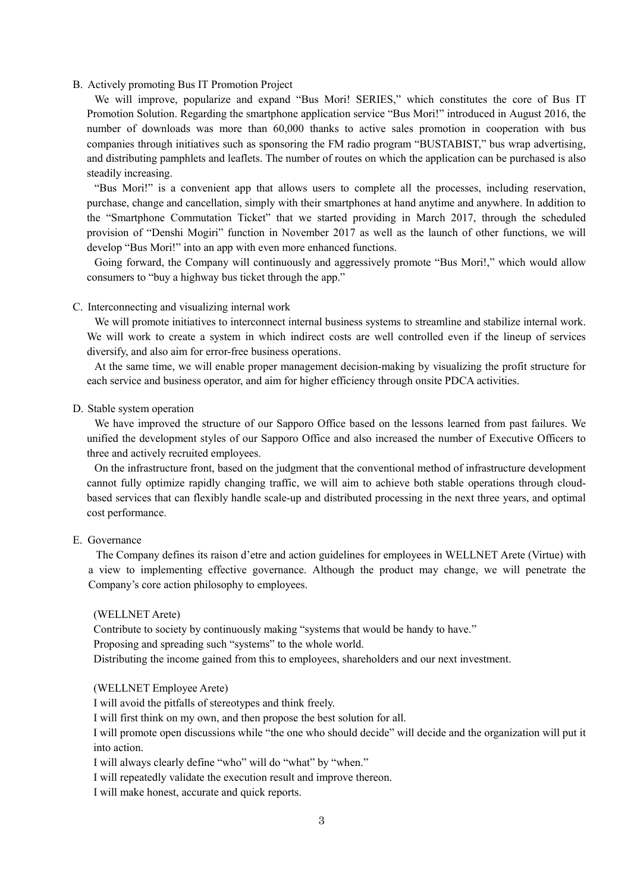B. Actively promoting Bus IT Promotion Project

We will improve, popularize and expand "Bus Mori! SERIES," which constitutes the core of Bus IT Promotion Solution. Regarding the smartphone application service "Bus Mori!" introduced in August 2016, the number of downloads was more than 60,000 thanks to active sales promotion in cooperation with bus companies through initiatives such as sponsoring the FM radio program "BUSTABIST," bus wrap advertising, and distributing pamphlets and leaflets. The number of routes on which the application can be purchased is also steadily increasing.

"Bus Mori!" is a convenient app that allows users to complete all the processes, including reservation, purchase, change and cancellation, simply with their smartphones at hand anytime and anywhere. In addition to the "Smartphone Commutation Ticket" that we started providing in March 2017, through the scheduled provision of "Denshi Mogiri" function in November 2017 as well as the launch of other functions, we will develop "Bus Mori!" into an app with even more enhanced functions.

Going forward, the Company will continuously and aggressively promote "Bus Mori!," which would allow consumers to "buy a highway bus ticket through the app."

C. Interconnecting and visualizing internal work

We will promote initiatives to interconnect internal business systems to streamline and stabilize internal work. We will work to create a system in which indirect costs are well controlled even if the lineup of services diversify, and also aim for error-free business operations.

At the same time, we will enable proper management decision-making by visualizing the profit structure for each service and business operator, and aim for higher efficiency through onsite PDCA activities.

D. Stable system operation

We have improved the structure of our Sapporo Office based on the lessons learned from past failures. We unified the development styles of our Sapporo Office and also increased the number of Executive Officers to three and actively recruited employees.

On the infrastructure front, based on the judgment that the conventional method of infrastructure development cannot fully optimize rapidly changing traffic, we will aim to achieve both stable operations through cloud-based services that can flexibly handle scale-up and distributed processing in the next three years, and optimal cost performance.

E. Governance

The Company defines its raison d'etre and action guidelines for employees in WELLNET Arete (Virtue) with a view to implementing effective governance. Although the product may change, we will penetrate the Company's core action philosophy to employees.

(WELLNET Arete)

Contribute to society by continuously making "systems that would be handy to have."

Proposing and spreading such "systems" to the whole world.

Distributing the income gained from this to employees, shareholders and our next investment.

(WELLNET Employee Arete)

I will avoid the pitfalls of stereotypes and think freely.

I will first think on my own, and then propose the best solution for all.

I will promote open discussions while "the one who should decide" will decide and the organization will put it into action.

I will always clearly define "who" will do "what" by "when."

I will repeatedly validate the execution result and improve thereon.

I will make honest, accurate and quick reports.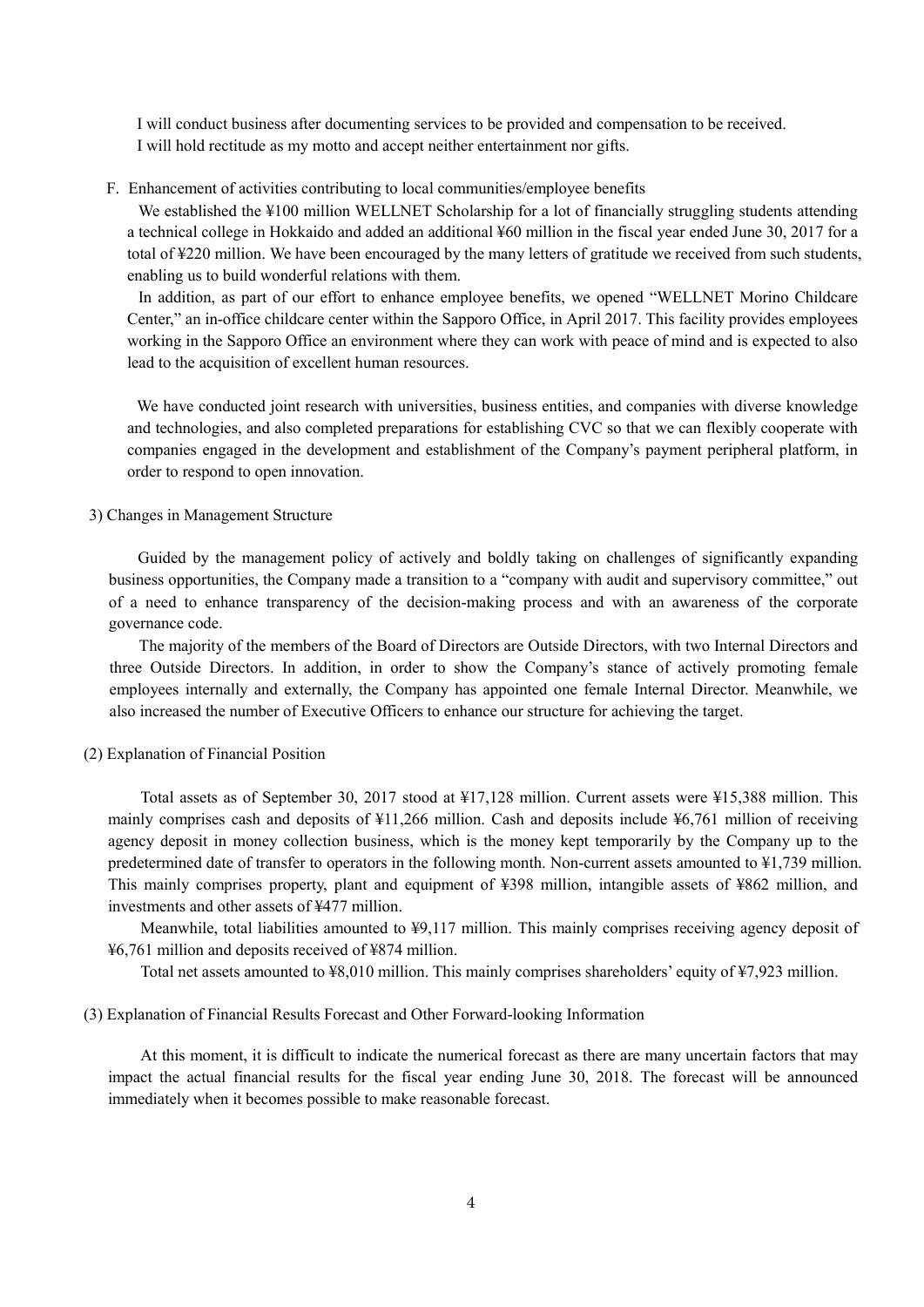I will conduct business after documenting services to be provided and compensation to be received.
I will hold rectitude as my motto and accept neither entertainment nor gifts.

F. Enhancement of activities contributing to local communities/employee benefits

We established the ¥100 million WELLNET Scholarship for a lot of financially struggling students attending a technical college in Hokkaido and added an additional ¥60 million in the fiscal year ended June 30, 2017 for a total of ¥220 million. We have been encouraged by the many letters of gratitude we received from such students, enabling us to build wonderful relations with them.

In addition, as part of our effort to enhance employee benefits, we opened "WELLNET Morino Childcare Center," an in-office childcare center within the Sapporo Office, in April 2017. This facility provides employees working in the Sapporo Office an environment where they can work with peace of mind and is expected to also lead to the acquisition of excellent human resources.

We have conducted joint research with universities, business entities, and companies with diverse knowledge and technologies, and also completed preparations for establishing CVC so that we can flexibly cooperate with companies engaged in the development and establishment of the Company's payment peripheral platform, in order to respond to open innovation.

3) Changes in Management Structure

Guided by the management policy of actively and boldly taking on challenges of significantly expanding business opportunities, the Company made a transition to a "company with audit and supervisory committee," out of a need to enhance transparency of the decision-making process and with an awareness of the corporate governance code.

The majority of the members of the Board of Directors are Outside Directors, with two Internal Directors and three Outside Directors. In addition, in order to show the Company's stance of actively promoting female employees internally and externally, the Company has appointed one female Internal Director. Meanwhile, we also increased the number of Executive Officers to enhance our structure for achieving the target.

(2) Explanation of Financial Position

Total assets as of September 30, 2017 stood at ¥17,128 million. Current assets were ¥15,388 million. This mainly comprises cash and deposits of ¥11,266 million. Cash and deposits include ¥6,761 million of receiving agency deposit in money collection business, which is the money kept temporarily by the Company up to the predetermined date of transfer to operators in the following month. Non-current assets amounted to ¥1,739 million. This mainly comprises property, plant and equipment of ¥398 million, intangible assets of ¥862 million, and investments and other assets of ¥477 million.

Meanwhile, total liabilities amounted to ¥9,117 million. This mainly comprises receiving agency deposit of ¥6,761 million and deposits received of ¥874 million.

Total net assets amounted to ¥8,010 million. This mainly comprises shareholders' equity of ¥7,923 million.

(3) Explanation of Financial Results Forecast and Other Forward-looking Information

At this moment, it is difficult to indicate the numerical forecast as there are many uncertain factors that may impact the actual financial results for the fiscal year ending June 30, 2018. The forecast will be announced immediately when it becomes possible to make reasonable forecast.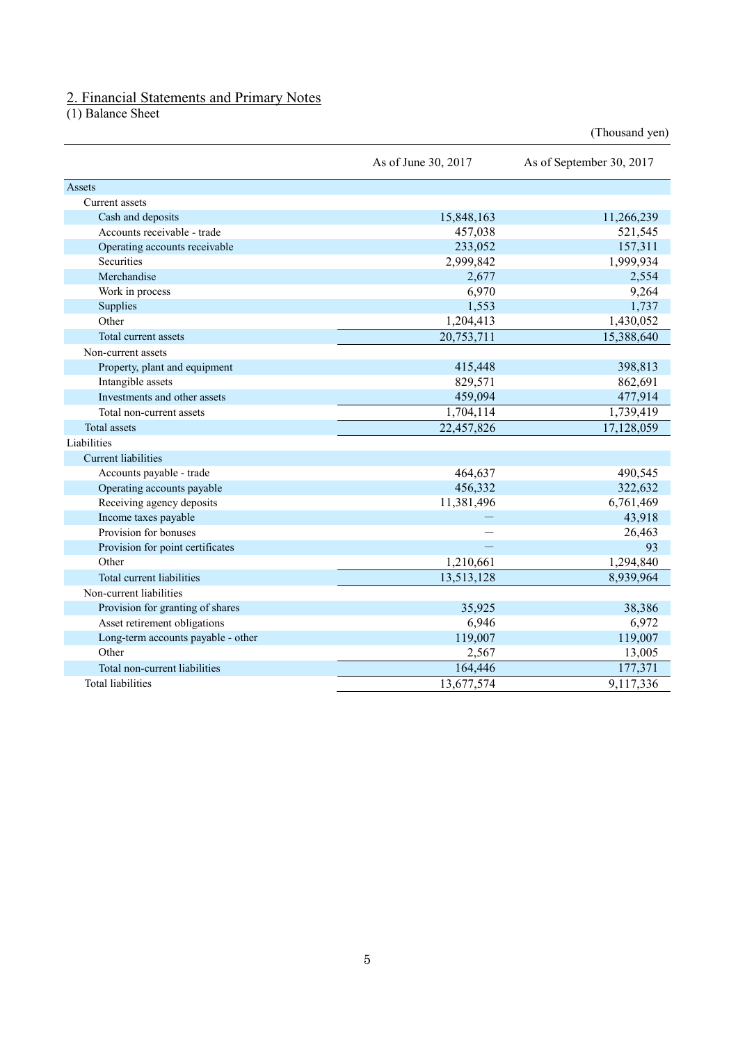## 2. Financial Statements and Primary Notes

### (1) Balance Sheet

(Thousand yen)

| | As of June 30, 2017 | As of September 30, 2017 |
|---|---|---|
| Assets | | |
| Current assets | | |
| Cash and deposits | 15,848,163 | 11,266,239 |
| Accounts receivable - trade | 457,038 | 521,545 |
| Operating accounts receivable | 233,052 | 157,311 |
| Securities | 2,999,842 | 1,999,934 |
| Merchandise | 2,677 | 2,554 |
| Work in process | 6,970 | 9,264 |
| Supplies | 1,553 | 1,737 |
| Other | 1,204,413 | 1,430,052 |
| Total current assets | 20,753,711 | 15,388,640 |
| Non-current assets | | |
| Property, plant and equipment | 415,448 | 398,813 |
| Intangible assets | 829,571 | 862,691 |
| Investments and other assets | 459,094 | 477,914 |
| Total non-current assets | 1,704,114 | 1,739,419 |
| Total assets | 22,457,826 | 17,128,059 |
| Liabilities | | |
| Current liabilities | | |
| Accounts payable - trade | 464,637 | 490,545 |
| Operating accounts payable | 456,332 | 322,632 |
| Receiving agency deposits | 11,381,496 | 6,761,469 |
| Income taxes payable | — | 43,918 |
| Provision for bonuses | — | 26,463 |
| Provision for point certificates | — | 93 |
| Other | 1,210,661 | 1,294,840 |
| Total current liabilities | 13,513,128 | 8,939,964 |
| Non-current liabilities | | |
| Provision for granting of shares | 35,925 | 38,386 |
| Asset retirement obligations | 6,946 | 6,972 |
| Long-term accounts payable - other | 119,007 | 119,007 |
| Other | 2,567 | 13,005 |
| Total non-current liabilities | 164,446 | 177,371 |
| Total liabilities | 13,677,574 | 9,117,336 |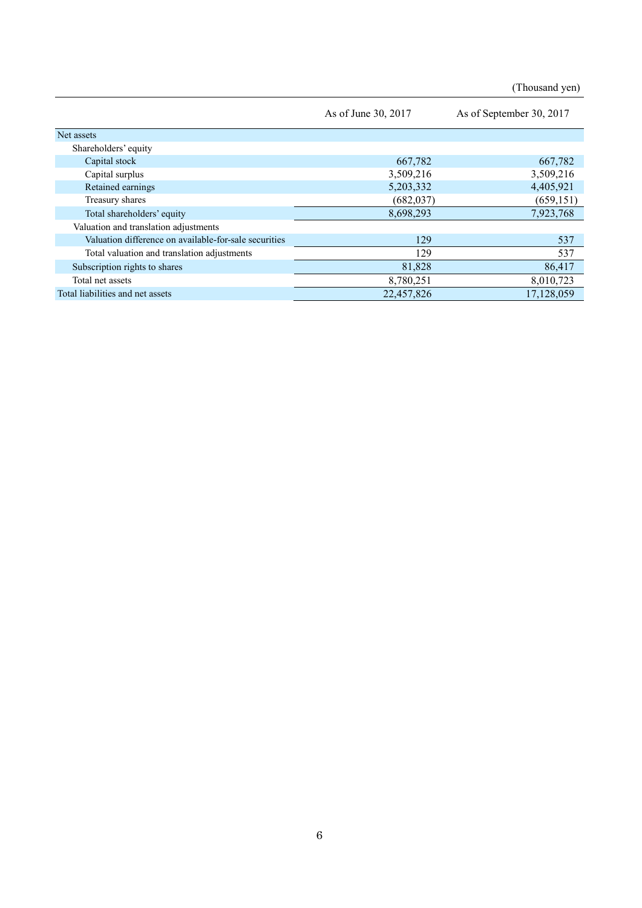(Thousand yen)

| | As of June 30, 2017 | As of September 30, 2017 |
|---|---|---|
| Net assets | | |
| Shareholders' equity | | |
| Capital stock | 667,782 | 667,782 |
| Capital surplus | 3,509,216 | 3,509,216 |
| Retained earnings | 5,203,332 | 4,405,921 |
| Treasury shares | (682,037) | (659,151) |
| Total shareholders' equity | 8,698,293 | 7,923,768 |
| Valuation and translation adjustments | | |
| Valuation difference on available-for-sale securities | 129 | 537 |
| Total valuation and translation adjustments | 129 | 537 |
| Subscription rights to shares | 81,828 | 86,417 |
| Total net assets | 8,780,251 | 8,010,723 |
| Total liabilities and net assets | 22,457,826 | 17,128,059 |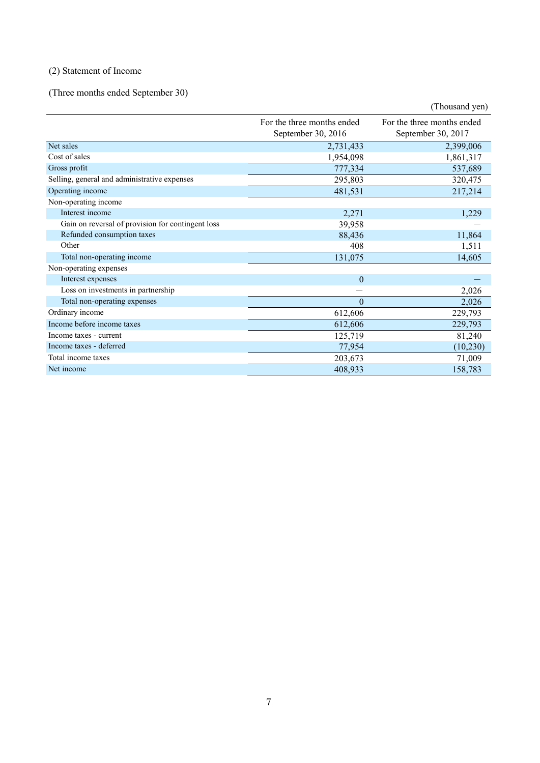(2) Statement of Income

(Three months ended September 30)

(Thousand yen)

| | For the three months ended September 30, 2016 | For the three months ended September 30, 2017 |
|---|---|---|
| Net sales | 2,731,433 | 2,399,006 |
| Cost of sales | 1,954,098 | 1,861,317 |
| Gross profit | 777,334 | 537,689 |
| Selling, general and administrative expenses | 295,803 | 320,475 |
| Operating income | 481,531 | 217,214 |
| Non-operating income | | |
| Interest income | 2,271 | 1,229 |
| Gain on reversal of provision for contingent loss | 39,958 | — |
| Refunded consumption taxes | 88,436 | 11,864 |
| Other | 408 | 1,511 |
| Total non-operating income | 131,075 | 14,605 |
| Non-operating expenses | | |
| Interest expenses | 0 | — |
| Loss on investments in partnership | — | 2,026 |
| Total non-operating expenses | 0 | 2,026 |
| Ordinary income | 612,606 | 229,793 |
| Income before income taxes | 612,606 | 229,793 |
| Income taxes - current | 125,719 | 81,240 |
| Income taxes - deferred | 77,954 | (10,230) |
| Total income taxes | 203,673 | 71,009 |
| Net income | 408,933 | 158,783 |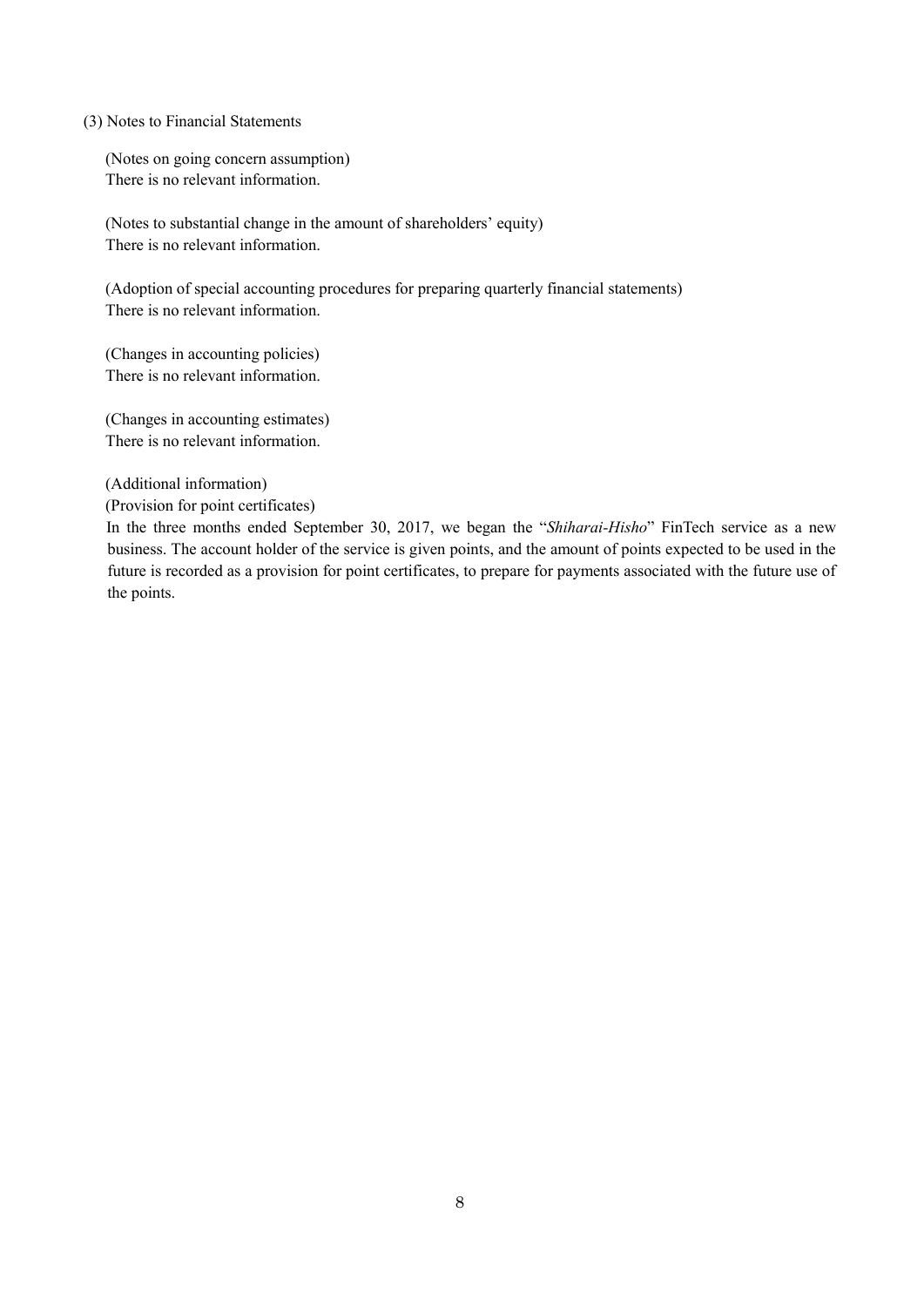### (3) Notes to Financial Statements

(Notes on going concern assumption)
There is no relevant information.

(Notes to substantial change in the amount of shareholders' equity)
There is no relevant information.

(Adoption of special accounting procedures for preparing quarterly financial statements)
There is no relevant information.

(Changes in accounting policies)
There is no relevant information.

(Changes in accounting estimates)
There is no relevant information.

(Additional information)
(Provision for point certificates)
In the three months ended September 30, 2017, we began the "*Shiharai-Hisho*" FinTech service as a new business. The account holder of the service is given points, and the amount of points expected to be used in the future is recorded as a provision for point certificates, to prepare for payments associated with the future use of the points.